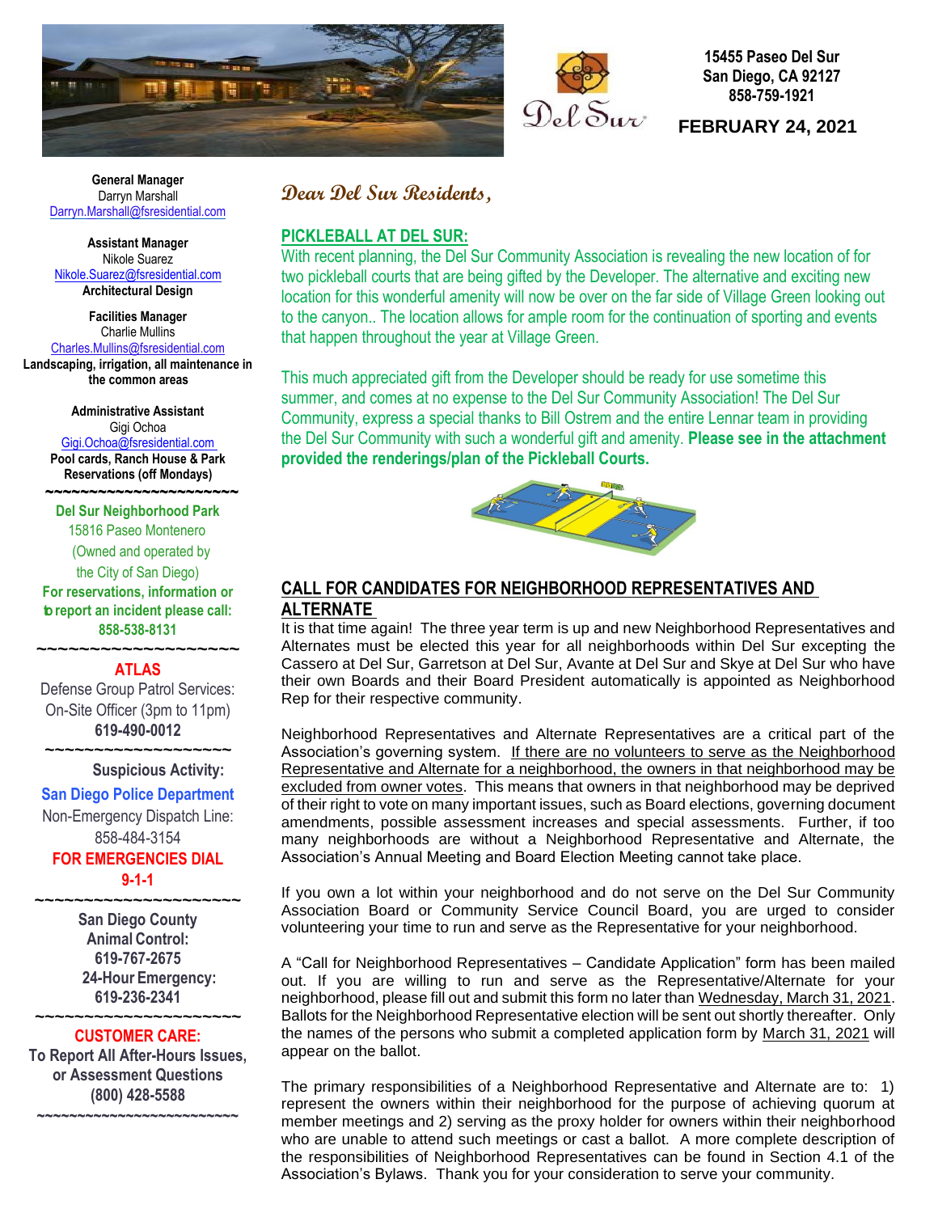15455 Paseo Del Sur
San Diego, CA 92127
858-759-1921

**FEBRUARY 24, 2021**

**General Manager**
Darryn Marshall
Darryn.Marshall@fsresidential.com

**Assistant Manager**
Nikole Suarez
Nikole.Suarez@fsresidential.com
**Architectural Design**

**Facilities Manager**
Charlie Mullins
Charles.Mullins@fsresidential.com
**Landscaping, irrigation, all maintenance in the common areas**

**Administrative Assistant**
Gigi Ochoa
Gigi.Ochoa@fsresidential.com
**Pool cards, Ranch House & Park Reservations (off Mondays)**

~~~~~~~~~~~~~~~~~~~~

**Del Sur Neighborhood Park**
15816 Paseo Montenero
(Owned and operated by the City of San Diego)
**For reservations, information or to report an incident please call: 858-538-8131**

~~~~~~~~~~~~~~~~~~~~

**ATLAS**
Defense Group Patrol Services:
On-Site Officer (3pm to 11pm)
**619-490-0012**

~~~~~~~~~~~~~~~~~~~~

**Suspicious Activity:**
**San Diego Police Department**
Non-Emergency Dispatch Line:
858-484-3154
**FOR EMERGENCIES DIAL 9-1-1**

~~~~~~~~~~~~~~~~~~~~

**San Diego County Animal Control:**
**619-767-2675**
**24-Hour Emergency:**
**619-236-2341**

~~~~~~~~~~~~~~~~~~~~

**CUSTOMER CARE:**
**To Report All After-Hours Issues, or Assessment Questions**
**(800) 428-5588**

~~~~~~~~~~~~~~~~~~~~

***Dear Del Sur Residents,***

## PICKLEBALL AT DEL SUR:

With recent planning, the Del Sur Community Association is revealing the new location of for two pickleball courts that are being gifted by the Developer. The alternative and exciting new location for this wonderful amenity will now be over on the far side of Village Green looking out to the canyon.. The location allows for ample room for the continuation of sporting and events that happen throughout the year at Village Green.

This much appreciated gift from the Developer should be ready for use sometime this summer, and comes at no expense to the Del Sur Community Association! The Del Sur Community, express a special thanks to Bill Ostrem and the entire Lennar team in providing the Del Sur Community with such a wonderful gift and amenity. **Please see in the attachment provided the renderings/plan of the Pickleball Courts.**

## CALL FOR CANDIDATES FOR NEIGHBORHOOD REPRESENTATIVES AND ALTERNATE

It is that time again! The three year term is up and new Neighborhood Representatives and Alternates must be elected this year for all neighborhoods within Del Sur excepting the Cassero at Del Sur, Garretson at Del Sur, Avante at Del Sur and Skye at Del Sur who have their own Boards and their Board President automatically is appointed as Neighborhood Rep for their respective community.

Neighborhood Representatives and Alternate Representatives are a critical part of the Association's governing system. <u>If there are no volunteers to serve as the Neighborhood Representative and Alternate for a neighborhood, the owners in that neighborhood may be excluded from owner votes</u>. This means that owners in that neighborhood may be deprived of their right to vote on many important issues, such as Board elections, governing document amendments, possible assessment increases and special assessments. Further, if too many neighborhoods are without a Neighborhood Representative and Alternate, the Association's Annual Meeting and Board Election Meeting cannot take place.

If you own a lot within your neighborhood and do not serve on the Del Sur Community Association Board or Community Service Council Board, you are urged to consider volunteering your time to run and serve as the Representative for your neighborhood.

A "Call for Neighborhood Representatives – Candidate Application" form has been mailed out. If you are willing to run and serve as the Representative/Alternate for your neighborhood, please fill out and submit this form no later than <u>Wednesday, March 31, 2021</u>. Ballots for the Neighborhood Representative election will be sent out shortly thereafter. Only the names of the persons who submit a completed application form by <u>March 31, 2021</u> will appear on the ballot.

The primary responsibilities of a Neighborhood Representative and Alternate are to: 1) represent the owners within their neighborhood for the purpose of achieving quorum at member meetings and 2) serving as the proxy holder for owners within their neighborhood who are unable to attend such meetings or cast a ballot. A more complete description of the responsibilities of Neighborhood Representatives can be found in Section 4.1 of the Association's Bylaws. Thank you for your consideration to serve your community.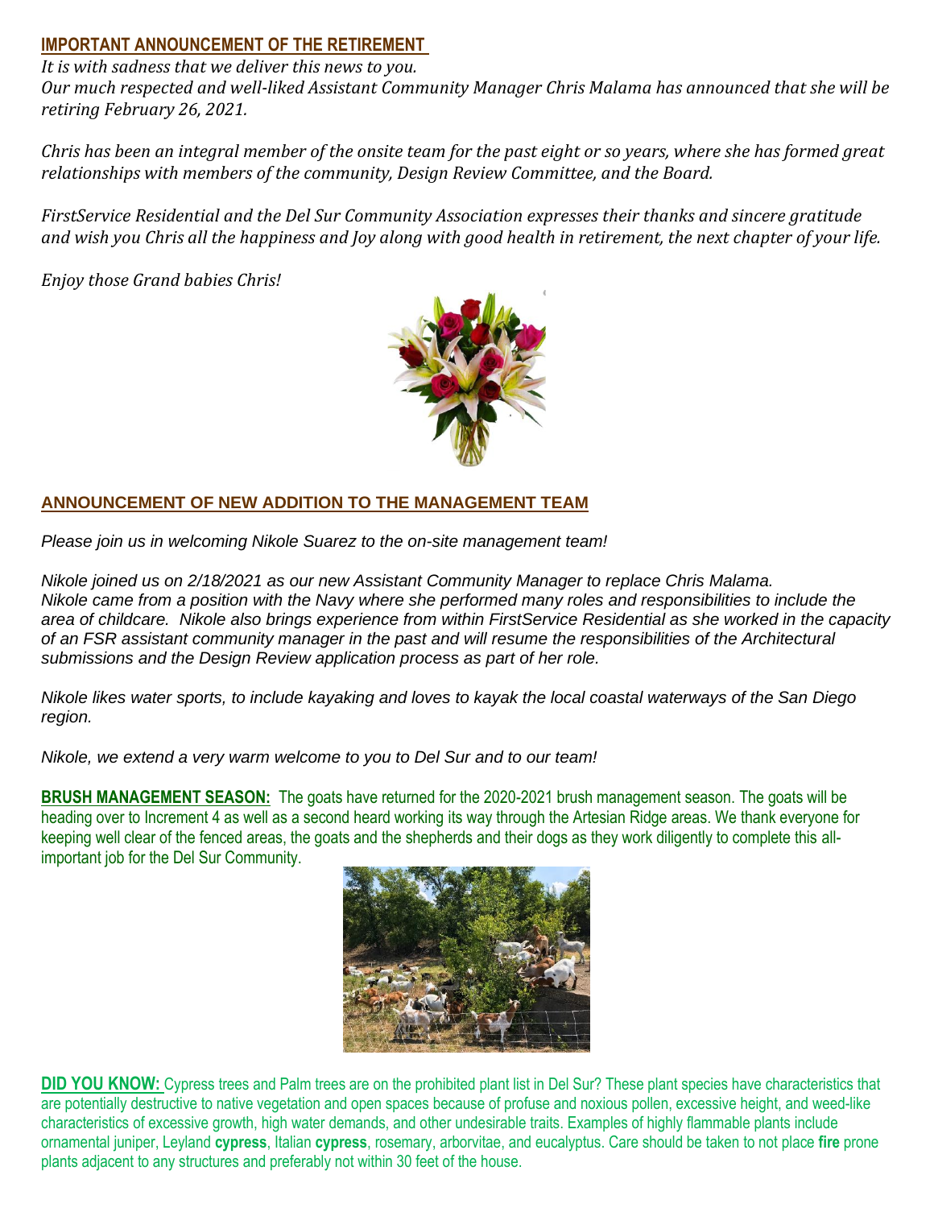## IMPORTANT ANNOUNCEMENT OF THE RETIREMENT

*It is with sadness that we deliver this news to you.*
*Our much respected and well-liked Assistant Community Manager Chris Malama has announced that she will be retiring February 26, 2021.*

*Chris has been an integral member of the onsite team for the past eight or so years, where she has formed great relationships with members of the community, Design Review Committee, and the Board.*

*FirstService Residential and the Del Sur Community Association expresses their thanks and sincere gratitude and wish you Chris all the happiness and Joy along with good health in retirement, the next chapter of your life.*

*Enjoy those Grand babies Chris!*

## ANNOUNCEMENT OF NEW ADDITION TO THE MANAGEMENT TEAM

*Please join us in welcoming Nikole Suarez to the on-site management team!*

*Nikole joined us on 2/18/2021 as our new Assistant Community Manager to replace Chris Malama. Nikole came from a position with the Navy where she performed many roles and responsibilities to include the area of childcare. Nikole also brings experience from within FirstService Residential as she worked in the capacity of an FSR assistant community manager in the past and will resume the responsibilities of the Architectural submissions and the Design Review application process as part of her role.*

*Nikole likes water sports, to include kayaking and loves to kayak the local coastal waterways of the San Diego region.*

*Nikole, we extend a very warm welcome to you to Del Sur and to our team!*

**BRUSH MANAGEMENT SEASON:** The goats have returned for the 2020-2021 brush management season. The goats will be heading over to Increment 4 as well as a second heard working its way through the Artesian Ridge areas. We thank everyone for keeping well clear of the fenced areas, the goats and the shepherds and their dogs as they work diligently to complete this all-important job for the Del Sur Community.

**DID YOU KNOW:** Cypress trees and Palm trees are on the prohibited plant list in Del Sur? These plant species have characteristics that are potentially destructive to native vegetation and open spaces because of profuse and noxious pollen, excessive height, and weed-like characteristics of excessive growth, high water demands, and other undesirable traits. Examples of highly flammable plants include ornamental juniper, Leyland **cypress**, Italian **cypress**, rosemary, arborvitae, and eucalyptus. Care should be taken to not place **fire** prone plants adjacent to any structures and preferably not within 30 feet of the house.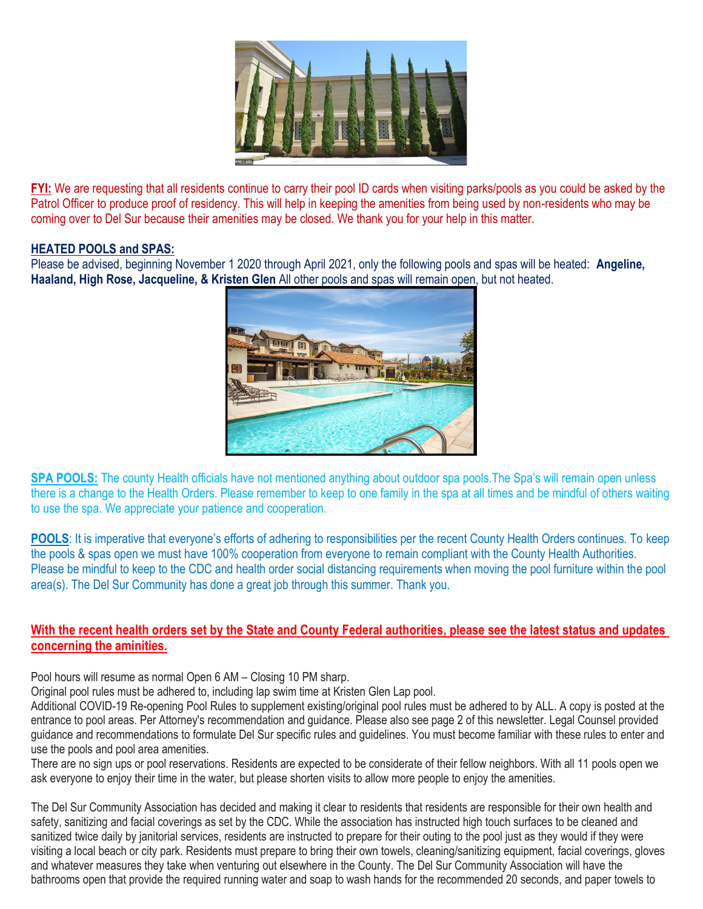**FYI:** We are requesting that all residents continue to carry their pool ID cards when visiting parks/pools as you could be asked by the Patrol Officer to produce proof of residency. This will help in keeping the amenities from being used by non-residents who may be coming over to Del Sur because their amenities may be closed. We thank you for your help in this matter.

**HEATED POOLS and SPAS:**

Please be advised, beginning November 1 2020 through April 2021, only the following pools and spas will be heated: **Angeline, Haaland, High Rose, Jacqueline, & Kristen Glen** All other pools and spas will remain open, but not heated.

**SPA POOLS:** The county Health officials have not mentioned anything about outdoor spa pools.The Spa's will remain open unless there is a change to the Health Orders. Please remember to keep to one family in the spa at all times and be mindful of others waiting to use the spa. We appreciate your patience and cooperation.

**POOLS**: It is imperative that everyone's efforts of adhering to responsibilities per the recent County Health Orders continues. To keep the pools & spas open we must have 100% cooperation from everyone to remain compliant with the County Health Authorities. Please be mindful to keep to the CDC and health order social distancing requirements when moving the pool furniture within the pool area(s). The Del Sur Community has done a great job through this summer. Thank you.

**With the recent health orders set by the State and County Federal authorities, please see the latest status and updates concerning the aminities.**

Pool hours will resume as normal Open 6 AM – Closing 10 PM sharp.
Original pool rules must be adhered to, including lap swim time at Kristen Glen Lap pool.
Additional COVID-19 Re-opening Pool Rules to supplement existing/original pool rules must be adhered to by ALL. A copy is posted at the entrance to pool areas. Per Attorney's recommendation and guidance. Please also see page 2 of this newsletter. Legal Counsel provided guidance and recommendations to formulate Del Sur specific rules and guidelines. You must become familiar with these rules to enter and use the pools and pool area amenities.
There are no sign ups or pool reservations. Residents are expected to be considerate of their fellow neighbors. With all 11 pools open we ask everyone to enjoy their time in the water, but please shorten visits to allow more people to enjoy the amenities.

The Del Sur Community Association has decided and making it clear to residents that residents are responsible for their own health and safety, sanitizing and facial coverings as set by the CDC. While the association has instructed high touch surfaces to be cleaned and sanitized twice daily by janitorial services, residents are instructed to prepare for their outing to the pool just as they would if they were visiting a local beach or city park. Residents must prepare to bring their own towels, cleaning/sanitizing equipment, facial coverings, gloves and whatever measures they take when venturing out elsewhere in the County. The Del Sur Community Association will have the bathrooms open that provide the required running water and soap to wash hands for the recommended 20 seconds, and paper towels to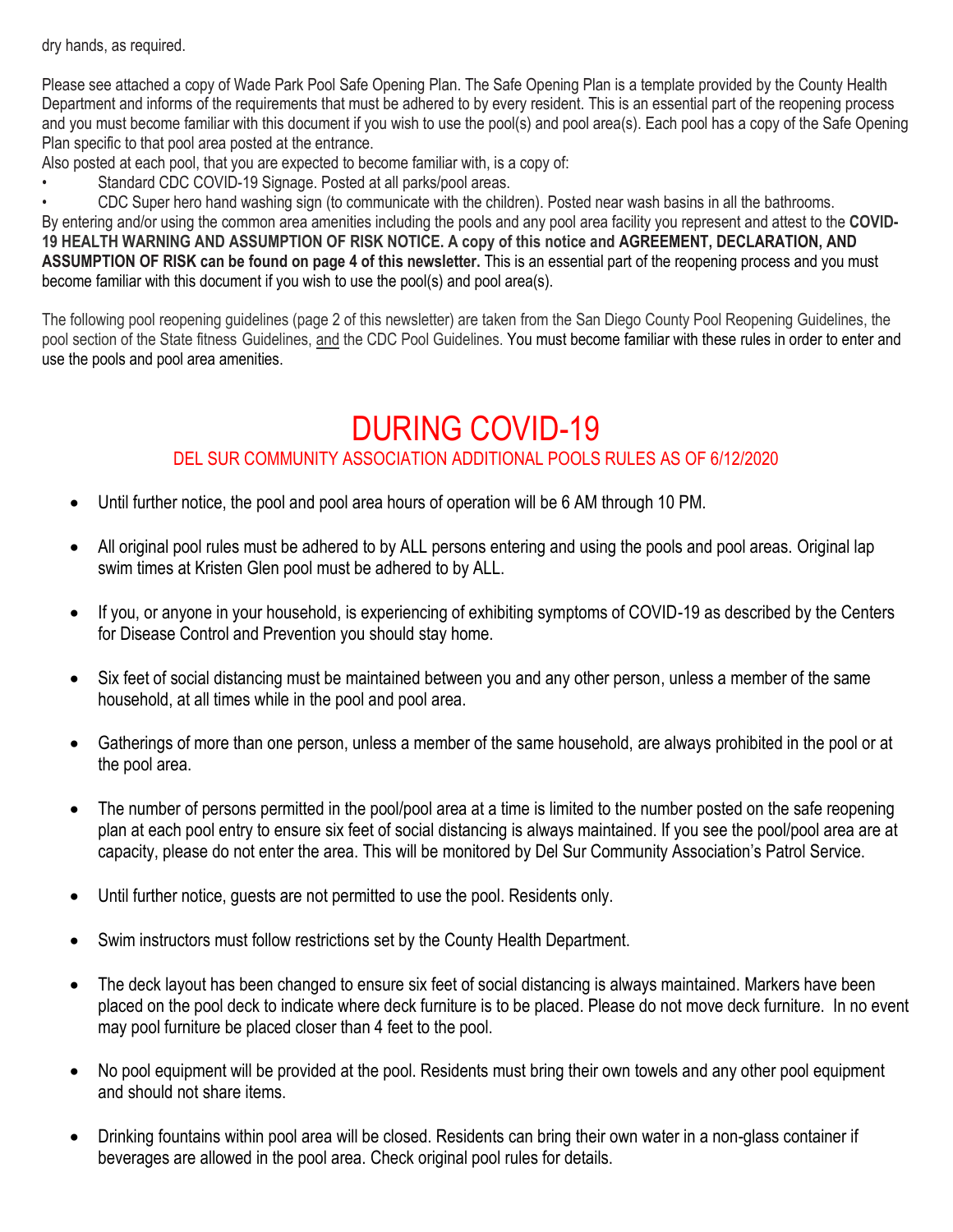dry hands, as required.

Please see attached a copy of Wade Park Pool Safe Opening Plan. The Safe Opening Plan is a template provided by the County Health Department and informs of the requirements that must be adhered to by every resident. This is an essential part of the reopening process and you must become familiar with this document if you wish to use the pool(s) and pool area(s). Each pool has a copy of the Safe Opening Plan specific to that pool area posted at the entrance.

Also posted at each pool, that you are expected to become familiar with, is a copy of:

- Standard CDC COVID-19 Signage. Posted at all parks/pool areas.
- CDC Super hero hand washing sign (to communicate with the children). Posted near wash basins in all the bathrooms.

By entering and/or using the common area amenities including the pools and any pool area facility you represent and attest to the **COVID-19 HEALTH WARNING AND ASSUMPTION OF RISK NOTICE. A copy of this notice and AGREEMENT, DECLARATION, AND ASSUMPTION OF RISK can be found on page 4 of this newsletter.** This is an essential part of the reopening process and you must become familiar with this document if you wish to use the pool(s) and pool area(s).

The following pool reopening guidelines (page 2 of this newsletter) are taken from the San Diego County Pool Reopening Guidelines, the pool section of the State fitness Guidelines, and the CDC Pool Guidelines. You must become familiar with these rules in order to enter and use the pools and pool area amenities.

# DURING COVID-19

## DEL SUR COMMUNITY ASSOCIATION ADDITIONAL POOLS RULES AS OF 6/12/2020

- Until further notice, the pool and pool area hours of operation will be 6 AM through 10 PM.
- All original pool rules must be adhered to by ALL persons entering and using the pools and pool areas. Original lap swim times at Kristen Glen pool must be adhered to by ALL.
- If you, or anyone in your household, is experiencing of exhibiting symptoms of COVID-19 as described by the Centers for Disease Control and Prevention you should stay home.
- Six feet of social distancing must be maintained between you and any other person, unless a member of the same household, at all times while in the pool and pool area.
- Gatherings of more than one person, unless a member of the same household, are always prohibited in the pool or at the pool area.
- The number of persons permitted in the pool/pool area at a time is limited to the number posted on the safe reopening plan at each pool entry to ensure six feet of social distancing is always maintained. If you see the pool/pool area are at capacity, please do not enter the area. This will be monitored by Del Sur Community Association's Patrol Service.
- Until further notice, guests are not permitted to use the pool. Residents only.
- Swim instructors must follow restrictions set by the County Health Department.
- The deck layout has been changed to ensure six feet of social distancing is always maintained. Markers have been placed on the pool deck to indicate where deck furniture is to be placed. Please do not move deck furniture. In no event may pool furniture be placed closer than 4 feet to the pool.
- No pool equipment will be provided at the pool. Residents must bring their own towels and any other pool equipment and should not share items.
- Drinking fountains within pool area will be closed. Residents can bring their own water in a non-glass container if beverages are allowed in the pool area. Check original pool rules for details.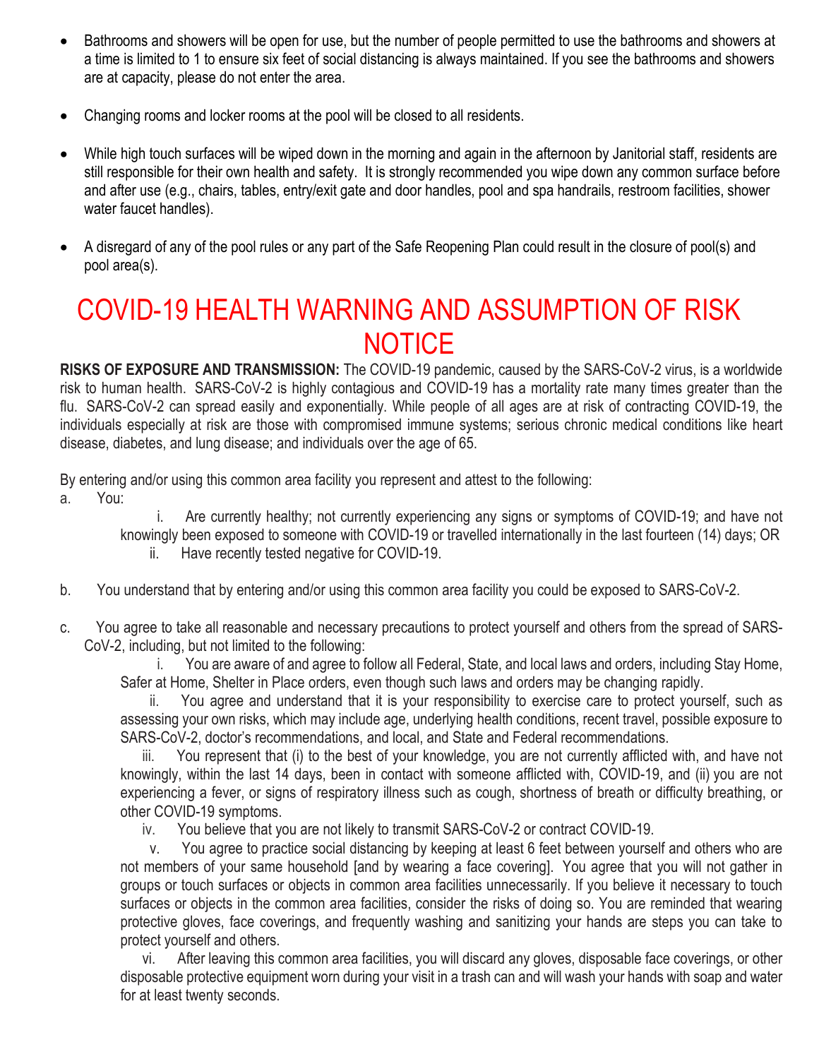- Bathrooms and showers will be open for use, but the number of people permitted to use the bathrooms and showers at a time is limited to 1 to ensure six feet of social distancing is always maintained. If you see the bathrooms and showers are at capacity, please do not enter the area.

- Changing rooms and locker rooms at the pool will be closed to all residents.

- While high touch surfaces will be wiped down in the morning and again in the afternoon by Janitorial staff, residents are still responsible for their own health and safety. It is strongly recommended you wipe down any common surface before and after use (e.g., chairs, tables, entry/exit gate and door handles, pool and spa handrails, restroom facilities, shower water faucet handles).

- A disregard of any of the pool rules or any part of the Safe Reopening Plan could result in the closure of pool(s) and pool area(s).

# COVID-19 HEALTH WARNING AND ASSUMPTION OF RISK NOTICE

**RISKS OF EXPOSURE AND TRANSMISSION:** The COVID-19 pandemic, caused by the SARS-CoV-2 virus, is a worldwide risk to human health. SARS-CoV-2 is highly contagious and COVID-19 has a mortality rate many times greater than the flu. SARS-CoV-2 can spread easily and exponentially. While people of all ages are at risk of contracting COVID-19, the individuals especially at risk are those with compromised immune systems; serious chronic medical conditions like heart disease, diabetes, and lung disease; and individuals over the age of 65.

By entering and/or using this common area facility you represent and attest to the following:

a. You:

  i. Are currently healthy; not currently experiencing any signs or symptoms of COVID-19; and have not knowingly been exposed to someone with COVID-19 or travelled internationally in the last fourteen (14) days; OR

  ii. Have recently tested negative for COVID-19.

b. You understand that by entering and/or using this common area facility you could be exposed to SARS-CoV-2.

c. You agree to take all reasonable and necessary precautions to protect yourself and others from the spread of SARS-CoV-2, including, but not limited to the following:

  i. You are aware of and agree to follow all Federal, State, and local laws and orders, including Stay Home, Safer at Home, Shelter in Place orders, even though such laws and orders may be changing rapidly.

  ii. You agree and understand that it is your responsibility to exercise care to protect yourself, such as assessing your own risks, which may include age, underlying health conditions, recent travel, possible exposure to SARS-CoV-2, doctor's recommendations, and local, and State and Federal recommendations.

  iii. You represent that (i) to the best of your knowledge, you are not currently afflicted with, and have not knowingly, within the last 14 days, been in contact with someone afflicted with, COVID-19, and (ii) you are not experiencing a fever, or signs of respiratory illness such as cough, shortness of breath or difficulty breathing, or other COVID-19 symptoms.

  iv. You believe that you are not likely to transmit SARS-CoV-2 or contract COVID-19.

  v. You agree to practice social distancing by keeping at least 6 feet between yourself and others who are not members of your same household [and by wearing a face covering]. You agree that you will not gather in groups or touch surfaces or objects in common area facilities unnecessarily. If you believe it necessary to touch surfaces or objects in the common area facilities, consider the risks of doing so. You are reminded that wearing protective gloves, face coverings, and frequently washing and sanitizing your hands are steps you can take to protect yourself and others.

  vi. After leaving this common area facilities, you will discard any gloves, disposable face coverings, or other disposable protective equipment worn during your visit in a trash can and will wash your hands with soap and water for at least twenty seconds.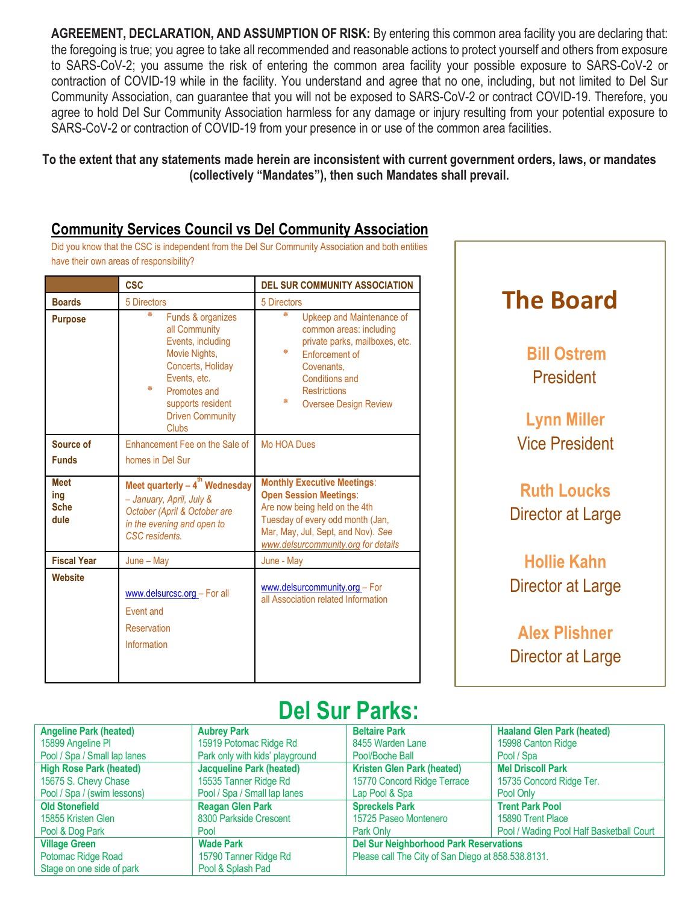**AGREEMENT, DECLARATION, AND ASSUMPTION OF RISK:** By entering this common area facility you are declaring that: the foregoing is true; you agree to take all recommended and reasonable actions to protect yourself and others from exposure to SARS-CoV-2; you assume the risk of entering the common area facility your possible exposure to SARS-CoV-2 or contraction of COVID-19 while in the facility. You understand and agree that no one, including, but not limited to Del Sur Community Association, can guarantee that you will not be exposed to SARS-CoV-2 or contract COVID-19. Therefore, you agree to hold Del Sur Community Association harmless for any damage or injury resulting from your potential exposure to SARS-CoV-2 or contraction of COVID-19 from your presence in or use of the common area facilities.

**To the extent that any statements made herein are inconsistent with current government orders, laws, or mandates (collectively "Mandates"), then such Mandates shall prevail.**

## Community Services Council vs Del Community Association

Did you know that the CSC is independent from the Del Sur Community Association and both entities have their own areas of responsibility?

| | CSC | DEL SUR COMMUNITY ASSOCIATION |
|---|---|---|
| **Boards** | 5 Directors | 5 Directors |
| **Purpose** | * Funds & organizes all Community Events, including Movie Nights, Concerts, Holiday Events, etc.<br>* Promotes and supports resident Driven Community Clubs | * Upkeep and Maintenance of common areas: including private parks, mailboxes, etc.<br>* Enforcement of Covenants, Conditions and Restrictions<br>* Oversee Design Review |
| **Source of Funds** | Enhancement Fee on the Sale of homes in Del Sur | Mo HOA Dues |
| **Meeting Schedule** | **Meet quarterly – 4th Wednesday** *– January, April, July & October (April & October are in the evening and open to CSC residents.* | **Monthly Executive Meetings**:<br>**Open Session Meetings**: Are now being held on the 4th Tuesday of every odd month (Jan, Mar, May, Jul, Sept, and Nov). *See www.delsurcommunity.org for details* |
| **Fiscal Year** | June – May | June - May |
| **Website** | www.delsurcsc.org – For all Event and Reservation Information | www.delsurcommunity.org – For all Association related Information |

## The Board

**Bill Ostrem**
President

**Lynn Miller**
Vice President

**Ruth Loucks**
Director at Large

**Hollie Kahn**
Director at Large

**Alex Plishner**
Director at Large

# Del Sur Parks:

| | | | |
|---|---|---|---|
| **Angeline Park (heated)**<br>15899 Angeline Pl<br>Pool / Spa / Small lap lanes | **Aubrey Park**<br>15919 Potomac Ridge Rd<br>Park only with kids' playground | **Beltaire Park**<br>8455 Warden Lane<br>Pool/Boche Ball | **Haaland Glen Park (heated)**<br>15998 Canton Ridge<br>Pool / Spa |
| **High Rose Park (heated)**<br>15675 S. Chevy Chase<br>Pool / Spa / (swim lessons) | **Jacqueline Park (heated)**<br>15535 Tanner Ridge Rd<br>Pool / Spa / Small lap lanes | **Kristen Glen Park (heated)**<br>15770 Concord Ridge Terrace<br>Lap Pool & Spa | **Mel Driscoll Park**<br>15735 Concord Ridge Ter.<br>Pool Only |
| **Old Stonefield**<br>15855 Kristen Glen<br>Pool & Dog Park | **Reagan Glen Park**<br>8300 Parkside Crescent<br>Pool | **Spreckels Park**<br>15725 Paseo Montenero<br>Park Only | **Trent Park Pool**<br>15890 Trent Place<br>Pool / Wading Pool Half Basketball Court |
| **Village Green**<br>Potomac Ridge Road<br>Stage on one side of park | **Wade Park**<br>15790 Tanner Ridge Rd<br>Pool & Splash Pad | **Del Sur Neighborhood Park Reservations**<br>Please call The City of San Diego at 858.538.8131. | |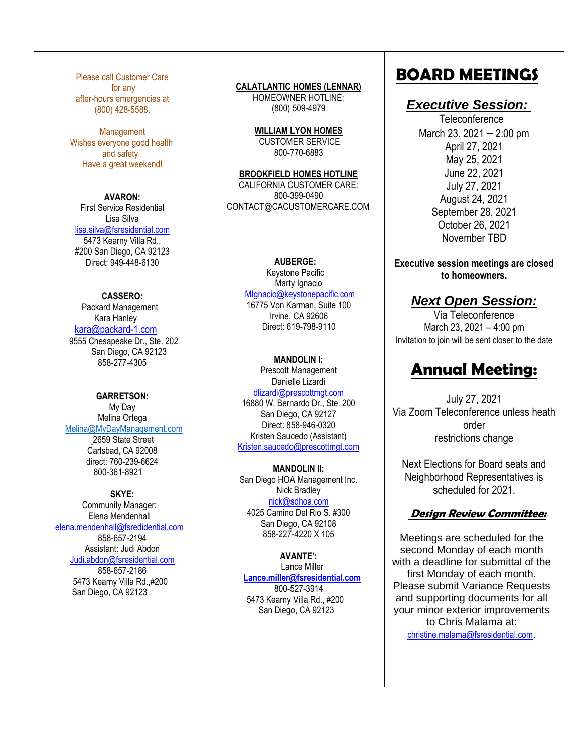Please call Customer Care for any after-hours emergencies at (800) 428-5588.

Management Wishes everyone good health and safety. Have a great weekend!

**AVARON:**
First Service Residential
Lisa Silva
lisa.silva@fsresidential.com
5473 Kearny Villa Rd., #200 San Diego, CA 92123
Direct: 949-448-6130

**CASSERO:**
Packard Management
Kara Hanley
kara@packard-1.com
9555 Chesapeake Dr., Ste. 202
San Diego, CA 92123
858-277-4305

**GARRETSON:**
My Day
Melina Ortega
Melina@MyDayManagement.com
2659 State Street
Carlsbad, CA 92008
direct: 760-239-6624
800-361-8921

**SKYE:**
Community Manager:
Elena Mendenhall
elena.mendenhall@fsredidential.com
858-657-2194
Assistant: Judi Abdon
Judi.abdon@fsresidential.com
858-657-2186
5473 Kearny Villa Rd.,#200
San Diego, CA 92123

**CALATLANTIC HOMES (LENNAR)**
HOMEOWNER HOTLINE:
(800) 509-4979

**WILLIAM LYON HOMES**
CUSTOMER SERVICE
800-770-6883

**BROOKFIELD HOMES HOTLINE**
CALIFORNIA CUSTOMER CARE:
800-399-0490
CONTACT@CACUSTOMERCARE.COM

**AUBERGE:**
Keystone Pacific
Marty Ignacio
MIgnacio@keystonepacific.com
16775 Von Karman, Suite 100
Irvine, CA 92606
Direct: 619-798-9110

**MANDOLIN I:**
Prescott Management
Danielle Lizardi
dlizardi@prescottmgt.com
16880 W. Bernardo Dr., Ste. 200
San Diego, CA 92127
Direct: 858-946-0320
Kristen Saucedo (Assistant)
Kristen.saucedo@prescottmgt.com

**MANDOLIN II:**
San Diego HOA Management Inc.
Nick Bradley
nick@sdhoa.com
4025 Camino Del Rio S. #300
San Diego, CA 92108
858-227-4220 X 105

**AVANTE':**
Lance Miller
**Lance.miller@fsresidential.com**
800-527-3914
5473 Kearny Villa Rd., #200
San Diego, CA 92123

# BOARD MEETINGS

## *Executive Session:*

Teleconference
March 23. 2021 – 2:00 pm
April 27, 2021
May 25, 2021
June 22, 2021
July 27, 2021
August 24, 2021
September 28, 2021
October 26, 2021
November TBD

**Executive session meetings are closed to homeowners.**

## *Next Open Session:*

Via Teleconference
March 23, 2021 – 4:00 pm
Invitation to join will be sent closer to the date

# Annual Meeting:

July 27, 2021
Via Zoom Teleconference unless heath order restrictions change

Next Elections for Board seats and Neighborhood Representatives is scheduled for 2021.

### *Design Review Committee:*

Meetings are scheduled for the second Monday of each month with a deadline for submittal of the first Monday of each month. Please submit Variance Requests and supporting documents for all your minor exterior improvements to Chris Malama at: christine.malama@fsresidential.com.